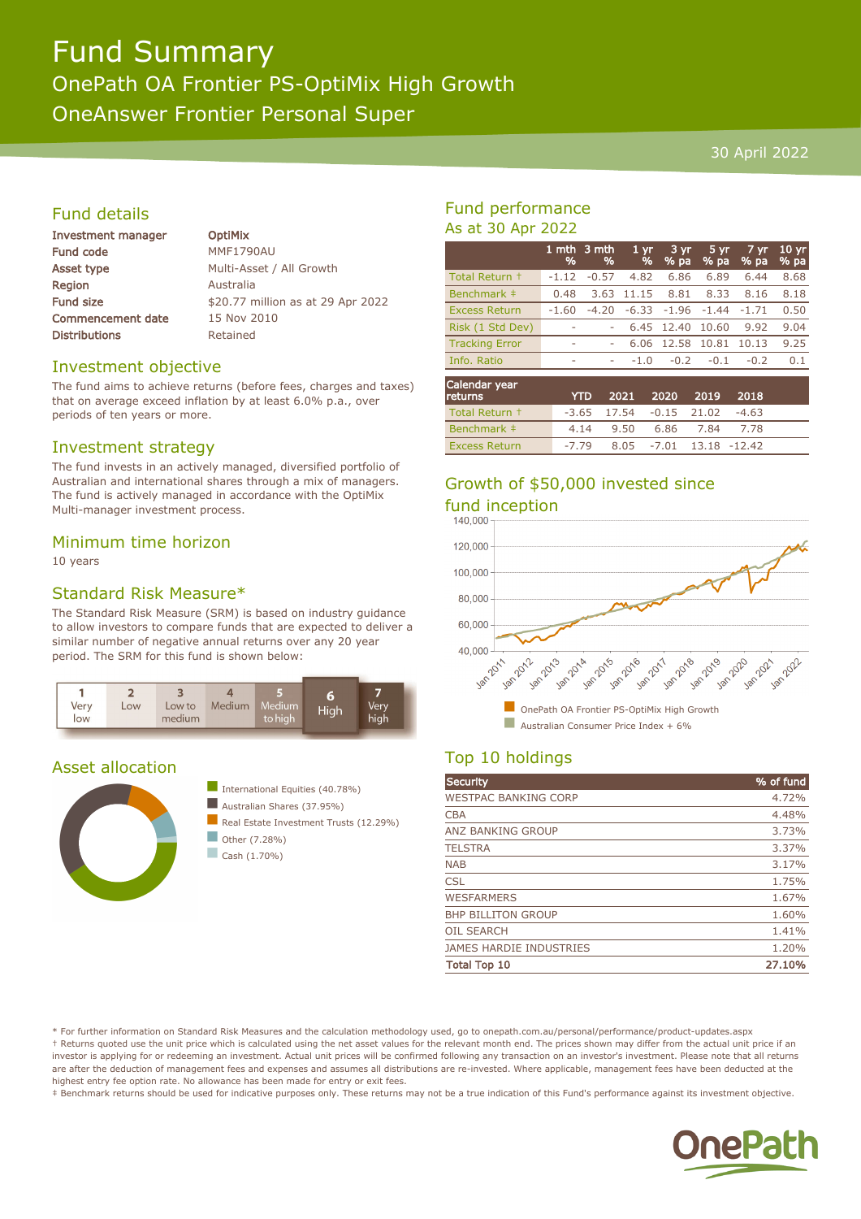# Fund Summary

## OnePath OA Frontier PS-OptiMix High Growth

## OneAnswer Frontier Personal Super

30 April 2022

## Fund details

| | |
|---|---|
| **Investment manager** | **OptiMix** |
| **Fund code** | MMF1790AU |
| **Asset type** | Multi-Asset / All Growth |
| **Region** | Australia |
| **Fund size** | $20.77 million as at 29 Apr 2022 |
| **Commencement date** | 15 Nov 2010 |
| **Distributions** | Retained |

## Investment objective

The fund aims to achieve returns (before fees, charges and taxes) that on average exceed inflation by at least 6.0% p.a., over periods of ten years or more.

## Investment strategy

The fund invests in an actively managed, diversified portfolio of Australian and international shares through a mix of managers. The fund is actively managed in accordance with the OptiMix Multi-manager investment process.

## Minimum time horizon

10 years

## Standard Risk Measure*

The Standard Risk Measure (SRM) is based on industry guidance to allow investors to compare funds that are expected to deliver a similar number of negative annual returns over any 20 year period. The SRM for this fund is shown below:

| 1 Very low | 2 Low | 3 Low to medium | 4 Medium | 5 Medium to high | **6 High** | 7 Very high |
|---|---|---|---|---|---|---|

## Asset allocation

- International Equities (40.78%)
- Australian Shares (37.95%)
- Real Estate Investment Trusts (12.29%)
- Other (7.28%)
- Cash (1.70%)

## Fund performance

As at 30 Apr 2022

| | 1 mth % | 3 mth % | 1 yr % | 3 yr % pa | 5 yr % pa | 7 yr % pa | 10 yr % pa |
|---|---|---|---|---|---|---|---|
| Total Return † | -1.12 | -0.57 | 4.82 | 6.86 | 6.89 | 6.44 | 8.68 |
| Benchmark ‡ | 0.48 | 3.63 | 11.15 | 8.81 | 8.33 | 8.16 | 8.18 |
| Excess Return | -1.60 | -4.20 | -6.33 | -1.96 | -1.44 | -1.71 | 0.50 |
| Risk (1 Std Dev) | - | - | 6.45 | 12.40 | 10.60 | 9.92 | 9.04 |
| Tracking Error | - | - | 6.06 | 12.58 | 10.81 | 10.13 | 9.25 |
| Info. Ratio | - | - | -1.0 | -0.2 | -0.1 | -0.2 | 0.1 |

| Calendar year returns | YTD | 2021 | 2020 | 2019 | 2018 |
|---|---|---|---|---|---|
| Total Return † | -3.65 | 17.54 | -0.15 | 21.02 | -4.63 |
| Benchmark ‡ | 4.14 | 9.50 | 6.86 | 7.84 | 7.78 |
| Excess Return | -7.79 | 8.05 | -7.01 | 13.18 | -12.42 |

## Growth of $50,000 invested since fund inception

- OnePath OA Frontier PS-OptiMix High Growth
- Australian Consumer Price Index + 6%

## Top 10 holdings

| Security | % of fund |
|---|---|
| WESTPAC BANKING CORP | 4.72% |
| CBA | 4.48% |
| ANZ BANKING GROUP | 3.73% |
| TELSTRA | 3.37% |
| NAB | 3.17% |
| CSL | 1.75% |
| WESFARMERS | 1.67% |
| BHP BILLITON GROUP | 1.60% |
| OIL SEARCH | 1.41% |
| JAMES HARDIE INDUSTRIES | 1.20% |
| **Total Top 10** | **27.10%** |

\* For further information on Standard Risk Measures and the calculation methodology used, go to onepath.com.au/personal/performance/product-updates.aspx

† Returns quoted use the unit price which is calculated using the net asset values for the relevant month end. The prices shown may differ from the actual unit price if an investor is applying for or redeeming an investment. Actual unit prices will be confirmed following any transaction on an investor's investment. Please note that all returns are after the deduction of management fees and expenses and assumes all distributions are re-invested. Where applicable, management fees have been deducted at the highest entry fee option rate. No allowance has been made for entry or exit fees.

‡ Benchmark returns should be used for indicative purposes only. These returns may not be a true indication of this Fund's performance against its investment objective.

OnePath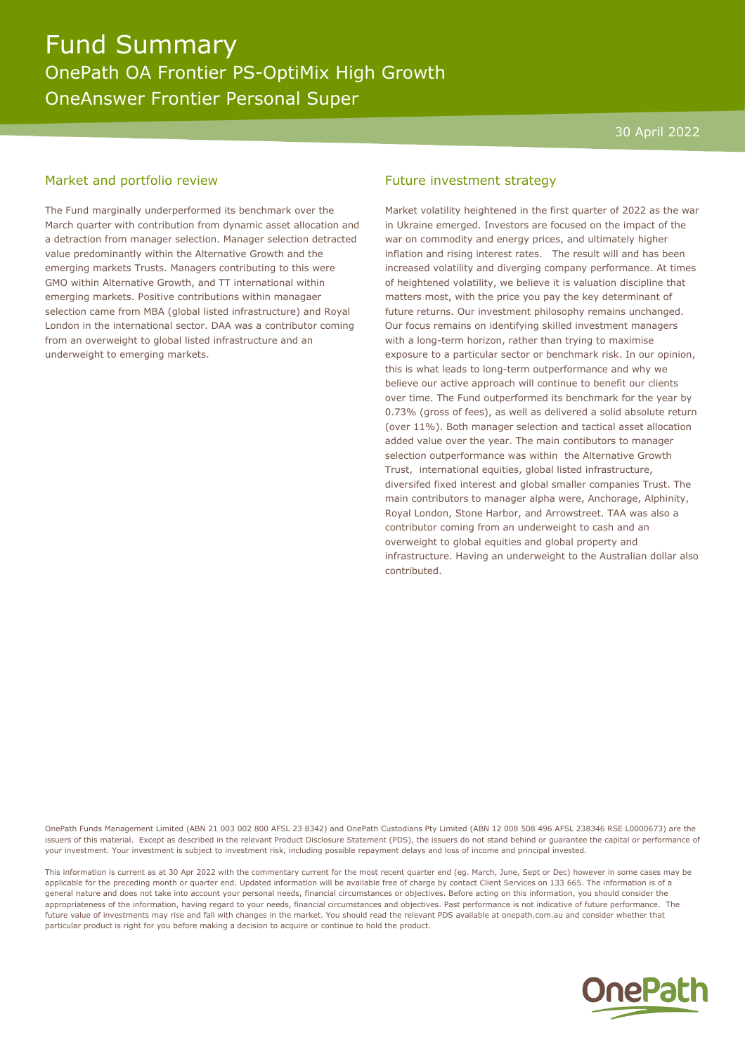# Fund Summary

## OnePath OA Frontier PS-OptiMix High Growth

## OneAnswer Frontier Personal Super

30 April 2022

### Market and portfolio review

The Fund marginally underperformed its benchmark over the March quarter with contribution from dynamic asset allocation and a detraction from manager selection. Manager selection detracted value predominantly within the Alternative Growth and the emerging markets Trusts. Managers contributing to this were GMO within Alternative Growth, and TT international within emerging markets. Positive contributions within managaer selection came from MBA (global listed infrastructure) and Royal London in the international sector. DAA was a contributor coming from an overweight to global listed infrastructure and an underweight to emerging markets.

### Future investment strategy

Market volatility heightened in the first quarter of 2022 as the war in Ukraine emerged. Investors are focused on the impact of the war on commodity and energy prices, and ultimately higher inflation and rising interest rates. The result will and has been increased volatility and diverging company performance. At times of heightened volatility, we believe it is valuation discipline that matters most, with the price you pay the key determinant of future returns. Our investment philosophy remains unchanged. Our focus remains on identifying skilled investment managers with a long-term horizon, rather than trying to maximise exposure to a particular sector or benchmark risk. In our opinion, this is what leads to long-term outperformance and why we believe our active approach will continue to benefit our clients over time. The Fund outperformed its benchmark for the year by 0.73% (gross of fees), as well as delivered a solid absolute return (over 11%). Both manager selection and tactical asset allocation added value over the year. The main contibutors to manager selection outperformance was within the Alternative Growth Trust, international equities, global listed infrastructure, diversifed fixed interest and global smaller companies Trust. The main contributors to manager alpha were, Anchorage, Alphinity, Royal London, Stone Harbor, and Arrowstreet. TAA was also a contributor coming from an underweight to cash and an overweight to global equities and global property and infrastructure. Having an underweight to the Australian dollar also contributed.

OnePath Funds Management Limited (ABN 21 003 002 800 AFSL 23 8342) and OnePath Custodians Pty Limited (ABN 12 008 508 496 AFSL 238346 RSE L0000673) are the issuers of this material. Except as described in the relevant Product Disclosure Statement (PDS), the issuers do not stand behind or guarantee the capital or performance of your investment. Your investment is subject to investment risk, including possible repayment delays and loss of income and principal invested.

This information is current as at 30 Apr 2022 with the commentary current for the most recent quarter end (eg. March, June, Sept or Dec) however in some cases may be applicable for the preceding month or quarter end. Updated information will be available free of charge by contact Client Services on 133 665. The information is of a general nature and does not take into account your personal needs, financial circumstances or objectives. Before acting on this information, you should consider the appropriateness of the information, having regard to your needs, financial circumstances and objectives. Past performance is not indicative of future performance. The future value of investments may rise and fall with changes in the market. You should read the relevant PDS available at onepath.com.au and consider whether that particular product is right for you before making a decision to acquire or continue to hold the product.

OnePath